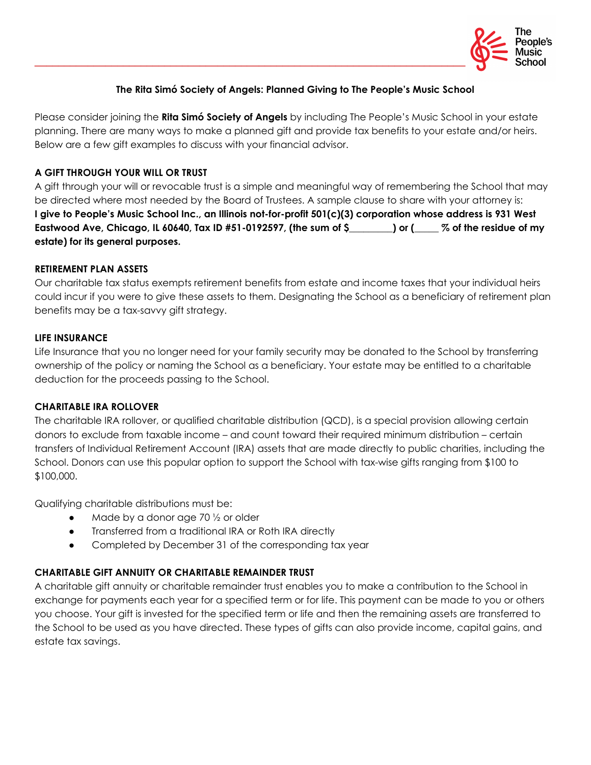# The Rita Simó Society of Angels: Planned Giving to The People's Music School

Please consider joining the **Rita Simó Society of Angels** by including The People's Music School in your estate planning. There are many ways to make a planned gift and provide tax benefits to your estate and/or heirs. Below are a few gift examples to discuss with your financial advisor.

## A GIFT THROUGH YOUR WILL OR TRUST

A gift through your will or revocable trust is a simple and meaningful way of remembering the School that may be directed where most needed by the Board of Trustees. A sample clause to share with your attorney is:
**I give to People's Music School Inc., an Illinois not-for-profit 501(c)(3) corporation whose address is 931 West Eastwood Ave, Chicago, IL 60640, Tax ID #51-0192597, (the sum of $_________) or (_____ % of the residue of my estate) for its general purposes.**

## RETIREMENT PLAN ASSETS

Our charitable tax status exempts retirement benefits from estate and income taxes that your individual heirs could incur if you were to give these assets to them. Designating the School as a beneficiary of retirement plan benefits may be a tax-savvy gift strategy.

## LIFE INSURANCE

Life Insurance that you no longer need for your family security may be donated to the School by transferring ownership of the policy or naming the School as a beneficiary. Your estate may be entitled to a charitable deduction for the proceeds passing to the School.

## CHARITABLE IRA ROLLOVER

The charitable IRA rollover, or qualified charitable distribution (QCD), is a special provision allowing certain donors to exclude from taxable income – and count toward their required minimum distribution – certain transfers of Individual Retirement Account (IRA) assets that are made directly to public charities, including the School. Donors can use this popular option to support the School with tax-wise gifts ranging from $100 to $100,000.

Qualifying charitable distributions must be:

- Made by a donor age 70 ½ or older
- Transferred from a traditional IRA or Roth IRA directly
- Completed by December 31 of the corresponding tax year

## CHARITABLE GIFT ANNUITY OR CHARITABLE REMAINDER TRUST

A charitable gift annuity or charitable remainder trust enables you to make a contribution to the School in exchange for payments each year for a specified term or for life. This payment can be made to you or others you choose. Your gift is invested for the specified term or life and then the remaining assets are transferred to the School to be used as you have directed. These types of gifts can also provide income, capital gains, and estate tax savings.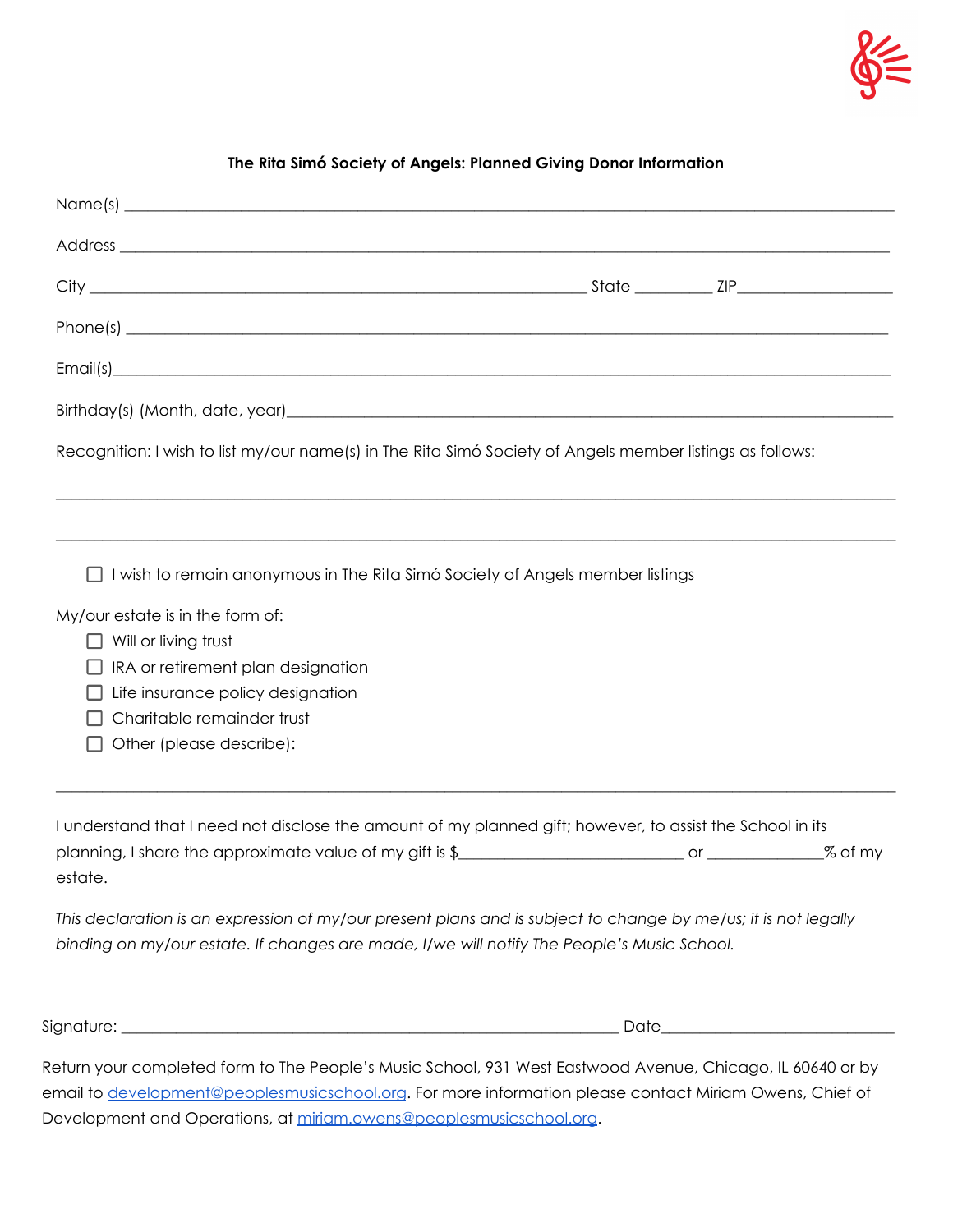**The Rita Simó Society of Angels: Planned Giving Donor Information**

Name(s) ___________________________________________________________________________

Address ___________________________________________________________________________

City _______________________________________________ State _________ ZIP__________________

Phone(s) __________________________________________________________________________

Email(s)___________________________________________________________________________

Birthday(s) (Month, date, year)____________________________________________________________

Recognition: I wish to list my/our name(s) in The Rita Simó Society of Angels member listings as follows:

_______________________________________________________________________________________

_______________________________________________________________________________________

- ☐ I wish to remain anonymous in The Rita Simó Society of Angels member listings

My/our estate is in the form of:

- ☐ Will or living trust
- ☐ IRA or retirement plan designation
- ☐ Life insurance policy designation
- ☐ Charitable remainder trust
- ☐ Other (please describe):

_______________________________________________________________________________________

I understand that I need not disclose the amount of my planned gift; however, to assist the School in its planning, I share the approximate value of my gift is $___________________________ or ______________% of my estate.

*This declaration is an expression of my/our present plans and is subject to change by me/us; it is not legally binding on my/our estate. If changes are made, I/we will notify The People's Music School.*

Signature: ____________________________________________________________ Date____________________________

Return your completed form to The People's Music School, 931 West Eastwood Avenue, Chicago, IL 60640 or by email to development@peoplesmusicschool.org. For more information please contact Miriam Owens, Chief of Development and Operations, at miriam.owens@peoplesmusicschool.org.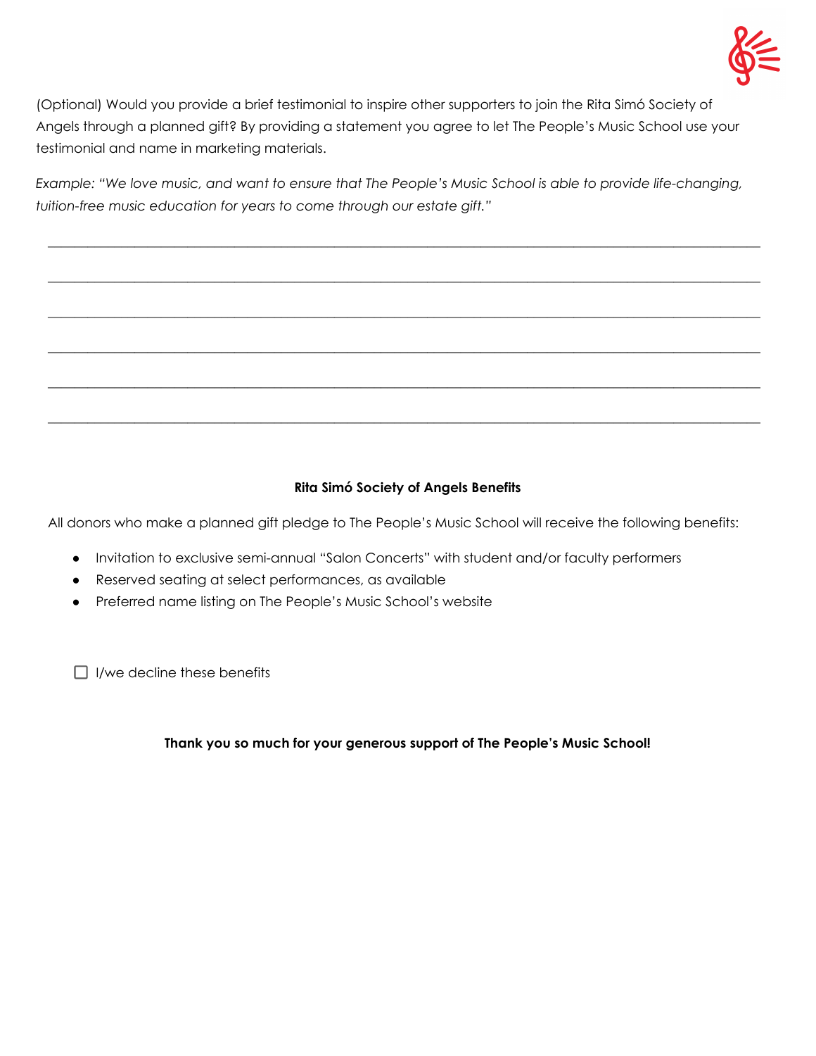(Optional) Would you provide a brief testimonial to inspire other supporters to join the Rita Simó Society of Angels through a planned gift? By providing a statement you agree to let The People's Music School use your testimonial and name in marketing materials.

*Example: "We love music, and want to ensure that The People's Music School is able to provide life-changing, tuition-free music education for years to come through our estate gift."*

_______________________________________________________________________________

_______________________________________________________________________________

_______________________________________________________________________________

_______________________________________________________________________________

_______________________________________________________________________________

_______________________________________________________________________________

**Rita Simó Society of Angels Benefits**

All donors who make a planned gift pledge to The People's Music School will receive the following benefits:

- Invitation to exclusive semi-annual "Salon Concerts" with student and/or faculty performers
- Reserved seating at select performances, as available
- Preferred name listing on The People's Music School's website

☐ I/we decline these benefits

**Thank you so much for your generous support of The People's Music School!**